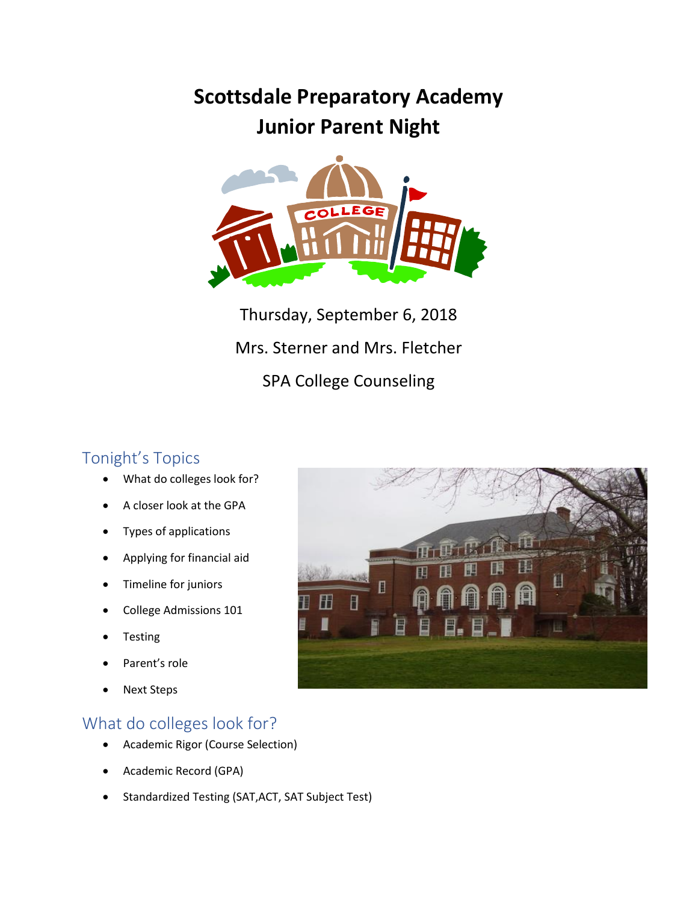# Scottsdale Preparatory Academy
# Junior Parent Night

Thursday, September 6, 2018

Mrs. Sterner and Mrs. Fletcher

SPA College Counseling

## Tonight's Topics

- What do colleges look for?
- A closer look at the GPA
- Types of applications
- Applying for financial aid
- Timeline for juniors
- College Admissions 101
- Testing
- Parent's role
- Next Steps

## What do colleges look for?

- Academic Rigor (Course Selection)
- Academic Record (GPA)
- Standardized Testing (SAT,ACT, SAT Subject Test)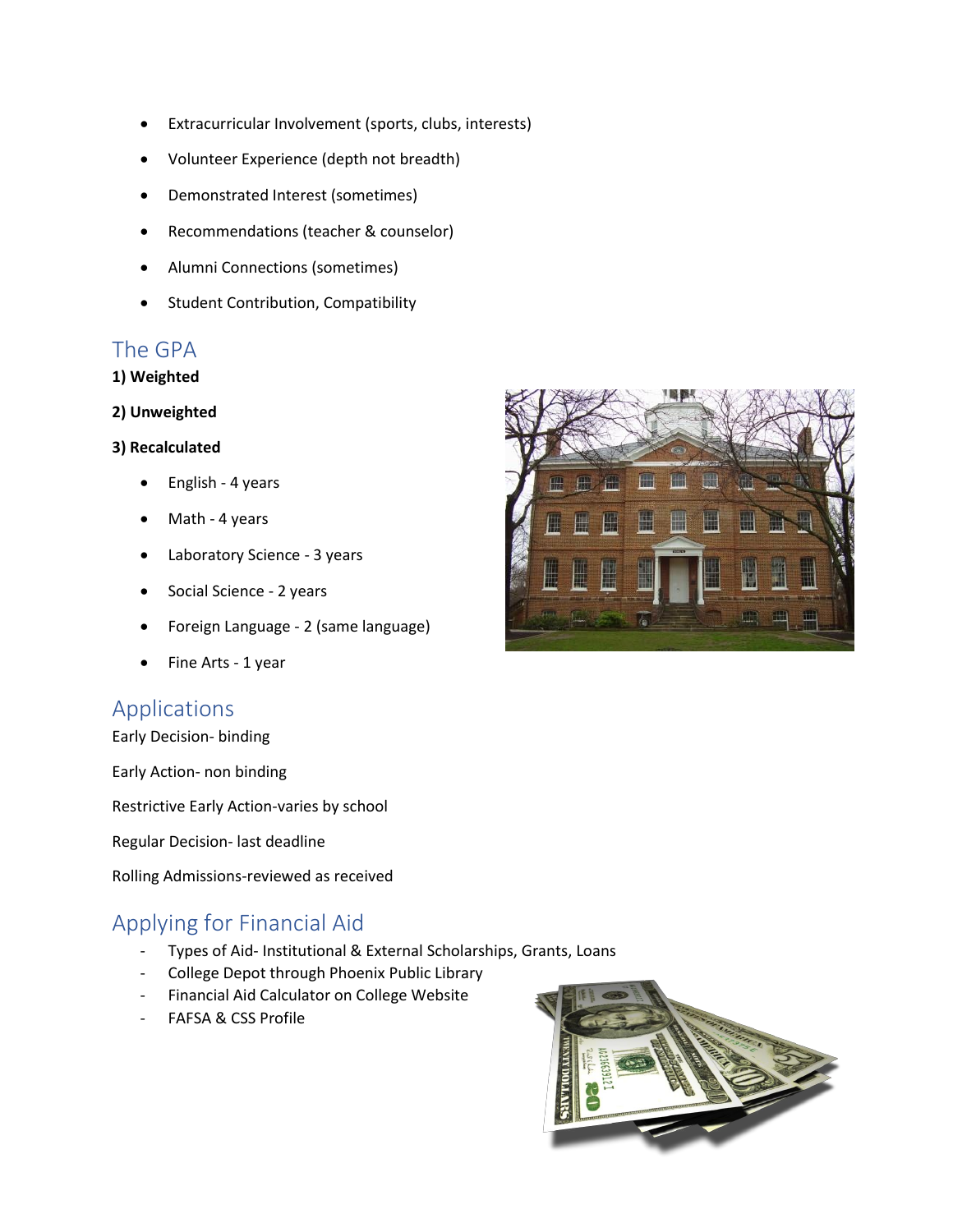- Extracurricular Involvement (sports, clubs, interests)
- Volunteer Experience (depth not breadth)
- Demonstrated Interest (sometimes)
- Recommendations (teacher & counselor)
- Alumni Connections (sometimes)
- Student Contribution, Compatibility

## The GPA

**1) Weighted**

**2) Unweighted**

**3) Recalculated**

- English - 4 years
- Math - 4 years
- Laboratory Science - 3 years
- Social Science - 2 years
- Foreign Language - 2 (same language)
- Fine Arts - 1 year

## Applications

Early Decision- binding

Early Action- non binding

Restrictive Early Action-varies by school

Regular Decision- last deadline

Rolling Admissions-reviewed as received

## Applying for Financial Aid

- Types of Aid- Institutional & External Scholarships, Grants, Loans
- College Depot through Phoenix Public Library
- Financial Aid Calculator on College Website
- FAFSA & CSS Profile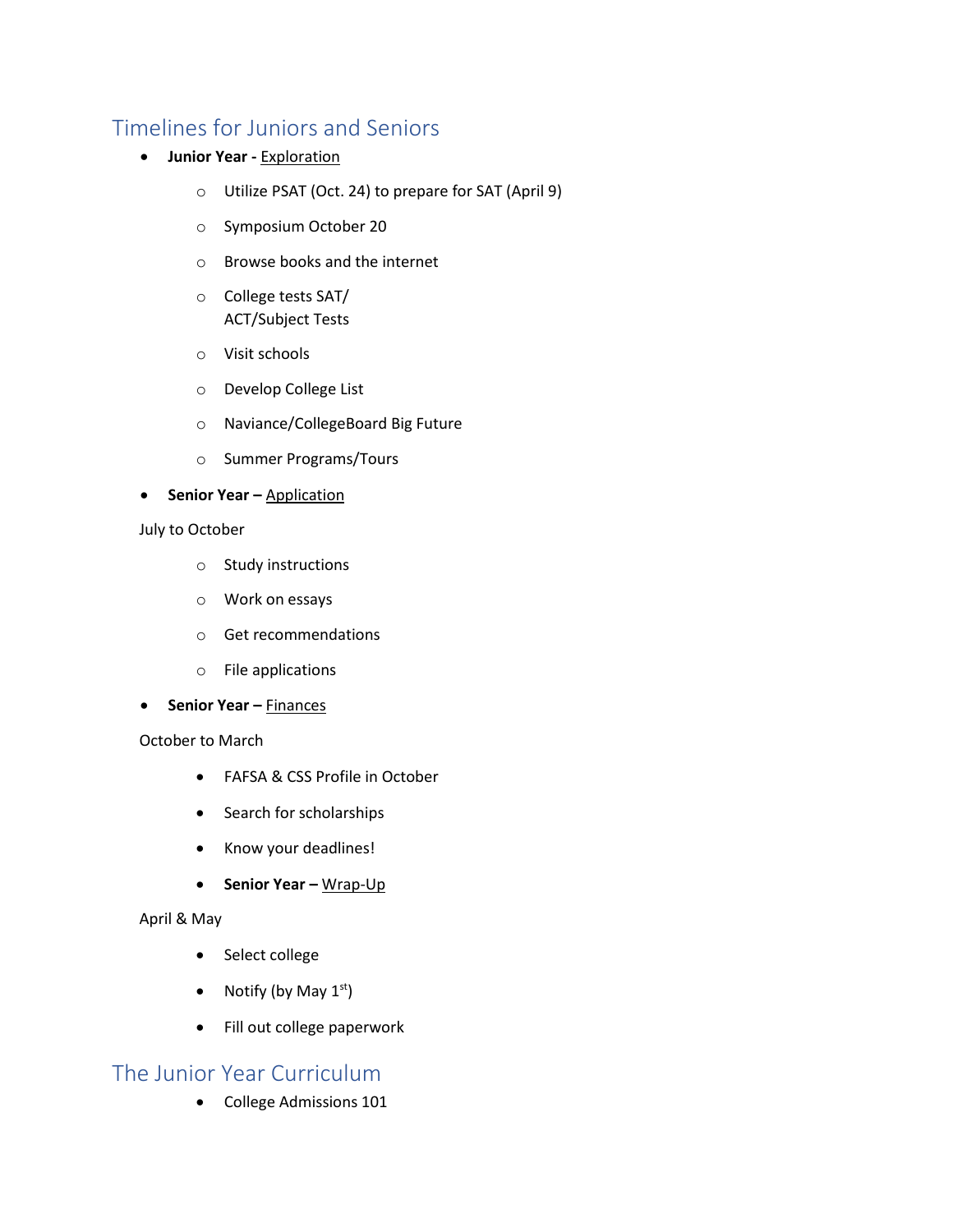## Timelines for Juniors and Seniors

- **Junior Year -** Exploration
  - Utilize PSAT (Oct. 24) to prepare for SAT (April 9)
  - Symposium October 20
  - Browse books and the internet
  - College tests SAT/ ACT/Subject Tests
  - Visit schools
  - Develop College List
  - Naviance/CollegeBoard Big Future
  - Summer Programs/Tours
- **Senior Year –** Application

July to October

- Study instructions
- Work on essays
- Get recommendations
- File applications

- **Senior Year –** Finances

October to March

- FAFSA & CSS Profile in October
- Search for scholarships
- Know your deadlines!
- **Senior Year –** Wrap-Up

April & May

- Select college
- Notify (by May 1st)
- Fill out college paperwork

## The Junior Year Curriculum

- College Admissions 101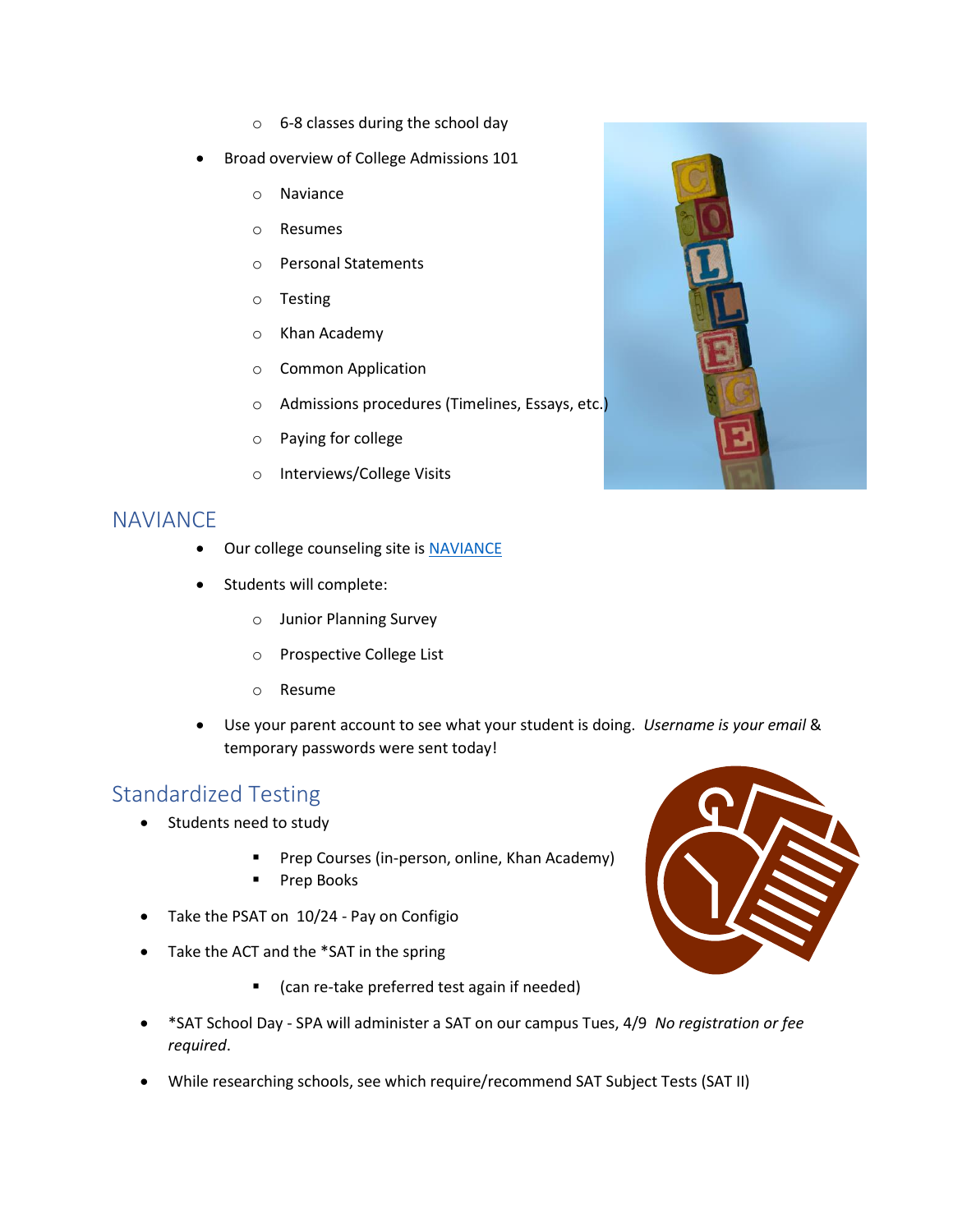- 6-8 classes during the school day
- Broad overview of College Admissions 101
  - Naviance
  - Resumes
  - Personal Statements
  - Testing
  - Khan Academy
  - Common Application
  - Admissions procedures (Timelines, Essays, etc.)
  - Paying for college
  - Interviews/College Visits

## NAVIANCE

- Our college counseling site is [NAVIANCE]
- Students will complete:
  - Junior Planning Survey
  - Prospective College List
  - Resume
- Use your parent account to see what your student is doing. *Username is your email* & temporary passwords were sent today!

## Standardized Testing

- Students need to study
  - Prep Courses (in-person, online, Khan Academy)
  - Prep Books
- Take the PSAT on 10/24 - Pay on Configio
- Take the ACT and the *SAT in the spring
  - (can re-take preferred test again if needed)
- *SAT School Day - SPA will administer a SAT on our campus Tues, 4/9 *No registration or fee required*.
- While researching schools, see which require/recommend SAT Subject Tests (SAT II)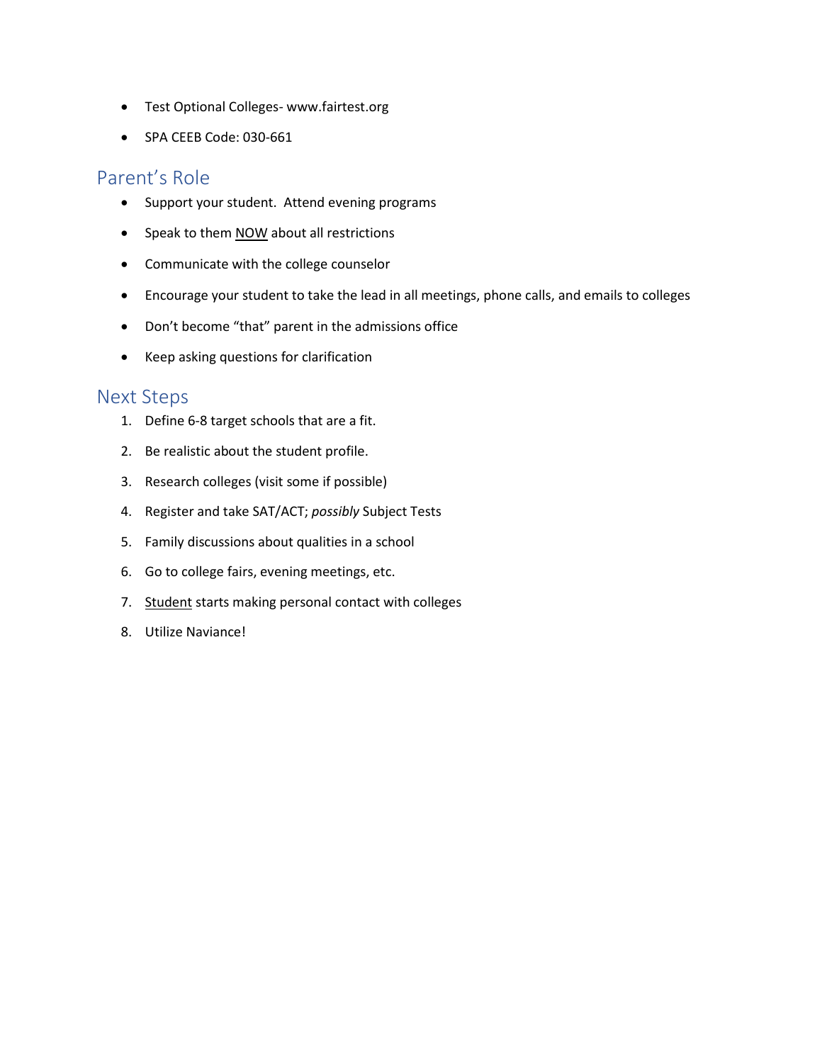- Test Optional Colleges- www.fairtest.org
- SPA CEEB Code: 030-661

## Parent's Role

- Support your student. Attend evening programs
- Speak to them <u>NOW</u> about all restrictions
- Communicate with the college counselor
- Encourage your student to take the lead in all meetings, phone calls, and emails to colleges
- Don't become "that" parent in the admissions office
- Keep asking questions for clarification

## Next Steps

1. Define 6-8 target schools that are a fit.
2. Be realistic about the student profile.
3. Research colleges (visit some if possible)
4. Register and take SAT/ACT; *possibly* Subject Tests
5. Family discussions about qualities in a school
6. Go to college fairs, evening meetings, etc.
7. <u>Student</u> starts making personal contact with colleges
8. Utilize Naviance!